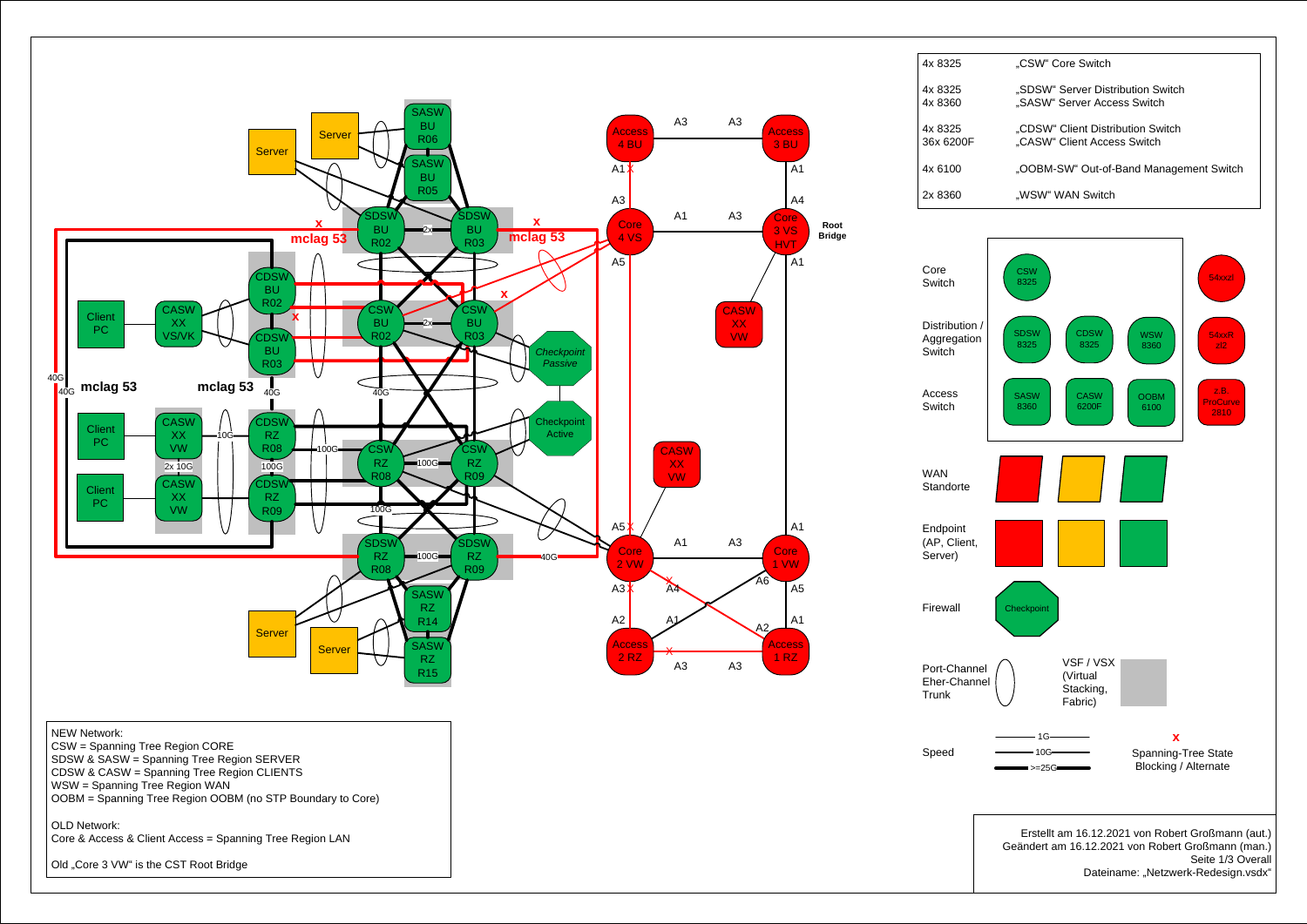| | |
|---|---|
| 4x 8325 | „CSW" Core Switch |
| 4x 8325<br>4x 8360 | „SDSW" Server Distribution Switch<br>„SASW" Server Access Switch |
| 4x 8325<br>36x 6200F | „CDSW" Client Distribution Switch<br>„CASW" Client Access Switch |
| 4x 6100 | „OOBM-SW" Out-of-Band Management Switch |
| 2x 8360 | „WSW" WAN Switch |

Legend:

- Core Switch: CSW 8325; 54xxzl
- Distribution / Aggregation Switch: SDSW 8325; CDSW 8325; WSW 8360; 54xxR zl2
- Access Switch: SASW 8360; CASW 6200F; OOBM 6100; z.B. ProCurve 2310
- WAN Standorte
- Endpoint (AP, Client, Server)
- Firewall: Checkpoint
- Port-Channel Eher-Channel Trunk
- VSF / VSX (Virtual Stacking, Fabric)
- Speed: 1G, 10G, >=25G
- x: Spanning-Tree State Blocking / Alternate

Root Bridge

NEW Network:
CSW = Spanning Tree Region CORE
SDSW & SASW = Spanning Tree Region SERVER
CDSW & CASW = Spanning Tree Region CLIENTS
WSW = Spanning Tree Region WAN
OOBM = Spanning Tree Region OOBM (no STP Boundary to Core)

OLD Network:
Core & Access & Client Access = Spanning Tree Region LAN

Old „Core 3 VW" is the CST Root Bridge

Erstellt am 16.12.2021 von Robert Großmann (aut.)
Geändert am 16.12.2021 von Robert Großmann (man.)
Seite 1/3 Overall
Dateiname: „Netzwerk-Redesign.vsdx"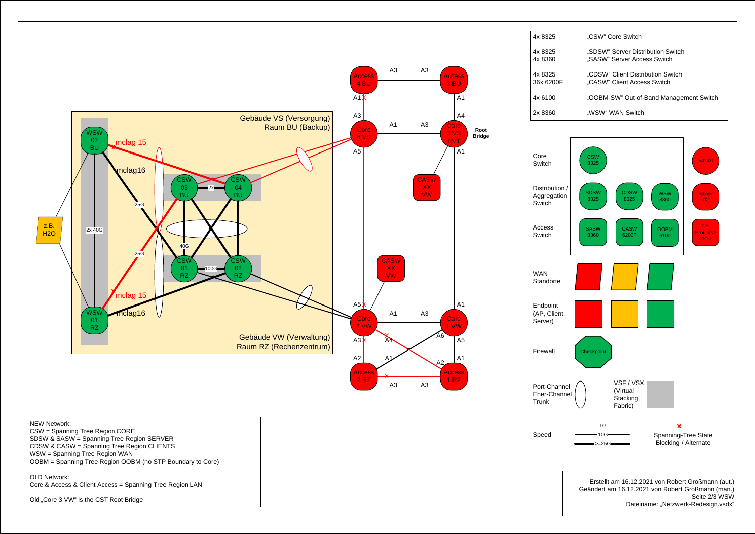| | |
|---|---|
| 4x 8325 | „CSW“ Core Switch |
| 4x 8325<br>4x 8360 | „SDSW“ Server Distribution Switch<br>„SASW“ Server Access Switch |
| 4x 8325<br>36x 6200F | „CDSW“ Client Distribution Switch<br>„CASW“ Client Access Switch |
| 4x 6100 | „OOBM-SW“ Out-of-Band Management Switch |
| 2x 8360 | „WSW“ WAN Switch |

Gebäude VS (Versorgung)
Raum BU (Backup)

Gebäude VW (Verwaltung)
Raum RZ (Rechenzentrum)

WSW 02 BU

WSW 01 RZ

CSW 03 BU

CSW 04 BU

CSW 01 RZ

CSW 02 RZ

z.B. H2O

mclag 15

mclag16

mclag 15

mclag16

2x 40G

25G

25G

40G

2x

100G

Access 4 BU

Access 3 BU

Core 4 VS

Core 3 VS HVT

Root Bridge

CASW XX VW

CASW XX VW

Core 2 VW

Core 1 VW

Access 2 RZ

Access 1 RZ

A1, A3, A4, A5, A6, A2

Core Switch

Distribution / Aggregation Switch

Access Switch

CSW 8325

SDSW 8325

CDSW 8325

WSW 8360

SASW 8360

CASW 6200F

OOBM 6100

54xxzl

54xxR zl2

z.B. ProCurve 2810

WAN Standorte

Endpoint (AP, Client, Server)

Firewall

Checkpoint

Port-Channel
Eher-Channel
Trunk

VSF / VSX
(Virtual Stacking, Fabric)

Speed

1G

10G

>=25G

x
Spanning-Tree State
Blocking / Alternate

NEW Network:
CSW = Spanning Tree Region CORE
SDSW & SASW = Spanning Tree Region SERVER
CDSW & CASW = Spanning Tree Region CLIENTS
WSW = Spanning Tree Region WAN
OOBM = Spanning Tree Region OOBM (no STP Boundary to Core)

OLD Network:
Core & Access & Client Access = Spanning Tree Region LAN

Old „Core 3 VW“ is the CST Root Bridge

Erstellt am 16.12.2021 von Robert Großmann (aut.)
Geändert am 16.12.2021 von Robert Großmann (man.)
Seite 2/3 WSW
Dateiname: „Netzwerk-Redesign.vsdx“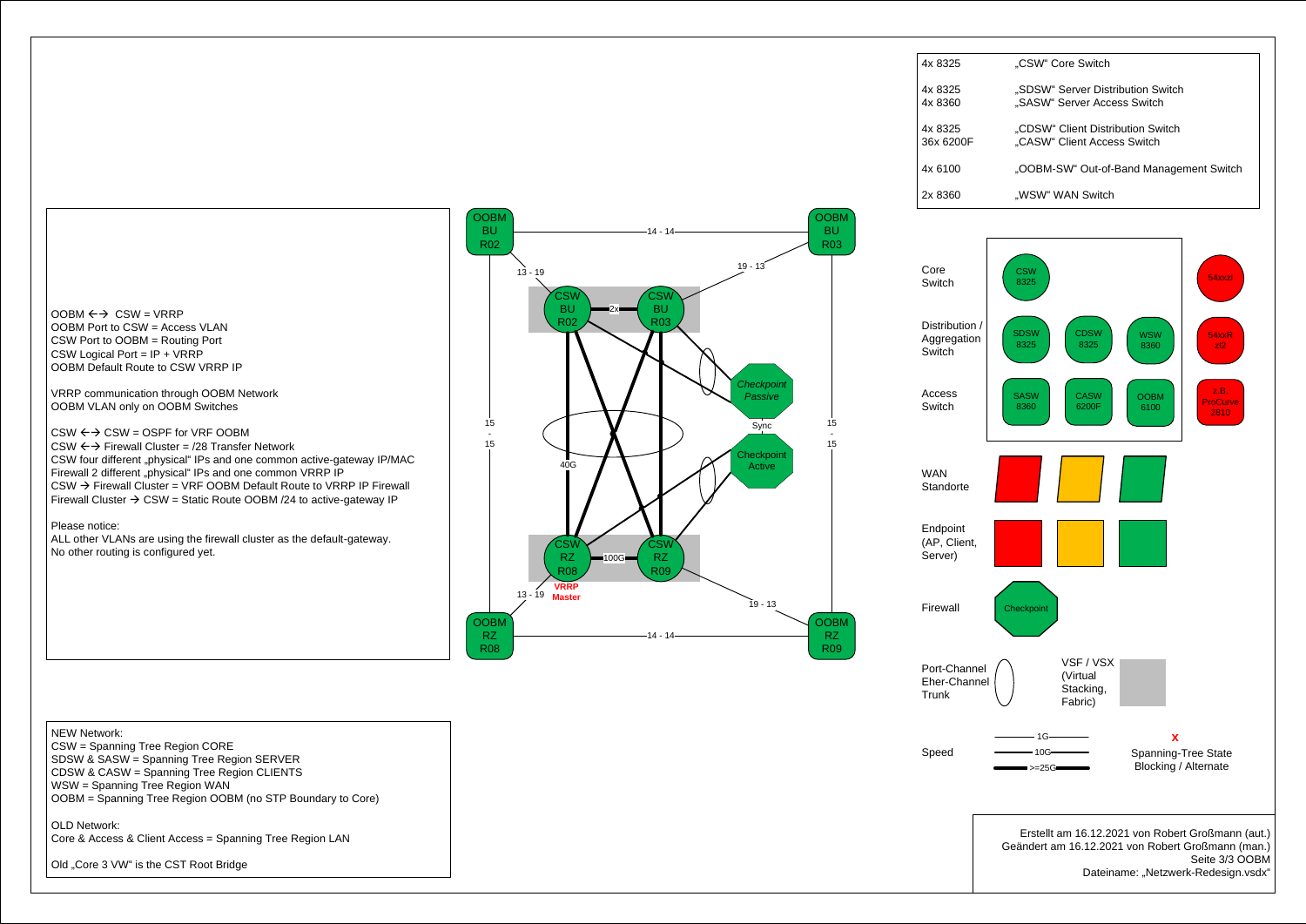| | |
|---|---|
| 4x 8325 | „CSW" Core Switch |
| 4x 8325<br>4x 8360 | „SDSW" Server Distribution Switch<br>„SASW" Server Access Switch |
| 4x 8325<br>36x 6200F | „CDSW" Client Distribution Switch<br>„CASW" Client Access Switch |
| 4x 6100 | „OOBM-SW" Out-of-Band Management Switch |
| 2x 8360 | „WSW" WAN Switch |

OOBM ←→ CSW = VRRP
OOBM Port to CSW = Access VLAN
CSW Port to OOBM = Routing Port
CSW Logical Port = IP + VRRP
OOBM Default Route to CSW VRRP IP

VRRP communication through OOBM Network
OOBM VLAN only on OOBM Switches

CSW ←→ CSW = OSPF for VRF OOBM
CSW ←→ Firewall Cluster = /28 Transfer Network
CSW four different „physical" IPs and one common active-gateway IP/MAC
Firewall 2 different „physical" IPs and one common VRRP IP
CSW → Firewall Cluster = VRF OOBM Default Route to VRRP IP Firewall
Firewall Cluster → CSW = Static Route OOBM /24 to active-gateway IP

Please notice:
ALL other VLANs are using the firewall cluster as the default-gateway.
No other routing is configured yet.

OOBM BU R02
OOBM BU R03
14 - 14
13 - 19
19 - 13
CSW BU R02
2x
CSW BU R03
Checkpoint Passive
Sync
Checkpoint Active
15 - 15
15 - 15
40G
CSW RZ R08
100G
CSW RZ R09
VRRP Master
13 - 19
19 - 13
OOBM RZ R08
14 - 14
OOBM RZ R09

Core Switch
CSW 8325
54xxzl

Distribution / Aggregation Switch
SDSW 8325
CDSW 8325
WSW 8360
54xxR zl2

Access Switch
SASW 8360
CASW 6200F
OOBM 6100
z.B. ProCurve 2310

WAN Standorte

Endpoint (AP, Client, Server)

Firewall
Checkpoint

Port-Channel Eher-Channel Trunk

VSF / VSX (Virtual Stacking, Fabric)

Speed
1G
10G
>=25G

X
Spanning-Tree State Blocking / Alternate

NEW Network:
CSW = Spanning Tree Region CORE
SDSW & SASW = Spanning Tree Region SERVER
CDSW & CASW = Spanning Tree Region CLIENTS
WSW = Spanning Tree Region WAN
OOBM = Spanning Tree Region OOBM (no STP Boundary to Core)

OLD Network:
Core & Access & Client Access = Spanning Tree Region LAN

Old „Core 3 VW" is the CST Root Bridge

Erstellt am 16.12.2021 von Robert Großmann (aut.)
Geändert am 16.12.2021 von Robert Großmann (man.)
Seite 3/3 OOBM
Dateiname: „Netzwerk-Redesign.vsdx"